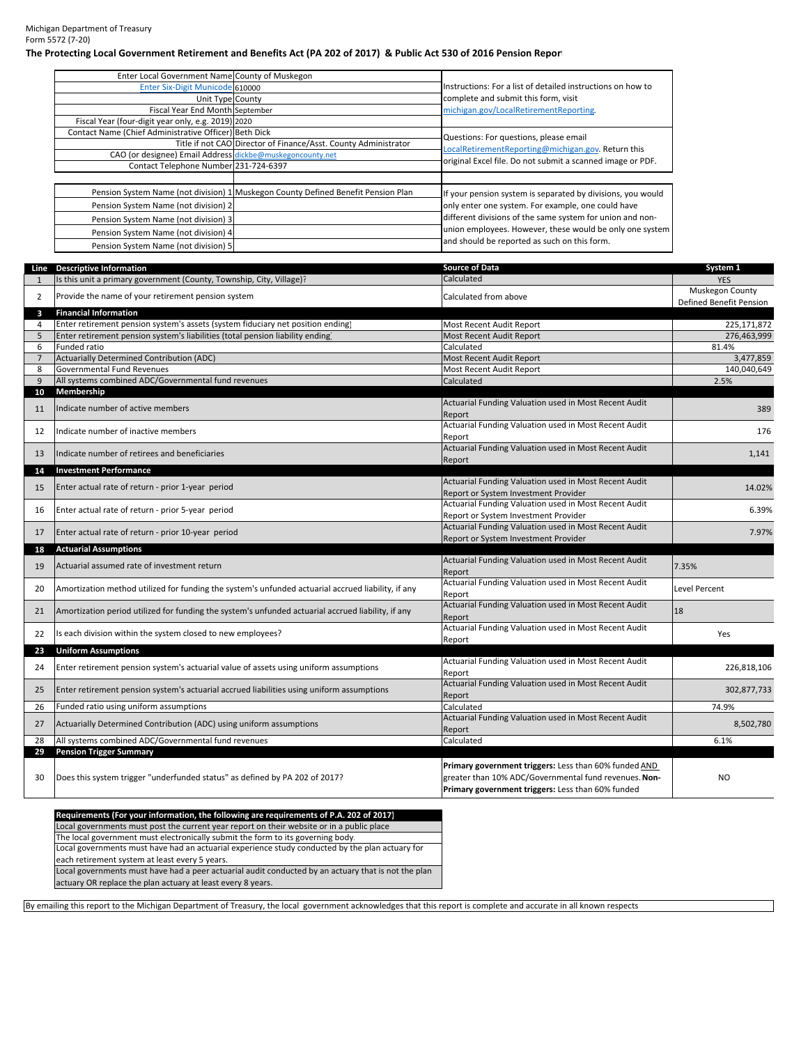Michigan Department of Treasury
Form 5572 (7-20)

**The Protecting Local Government Retirement and Benefits Act (PA 202 of 2017) & Public Act 530 of 2016 Pension Report**

| | |
|---|---|
| Enter Local Government Name | County of Muskegon |
| Enter Six-Digit Municode | 610000 |
| Unit Type | County |
| Fiscal Year End Month | September |
| Fiscal Year (four-digit year only, e.g. 2019) | 2020 |
| Contact Name (Chief Administrative Officer) | Beth Dick |
| Title if not CAO | Director of Finance/Asst. County Administrator |
| CAO (or designee) Email Address | dickbe@muskegoncounty.net |
| Contact Telephone Number | 231-724-6397 |
| Pension System Name (not division) 1 | Muskegon County Defined Benefit Pension Plan |
| Pension System Name (not division) 2 | |
| Pension System Name (not division) 3 | |
| Pension System Name (not division) 4 | |
| Pension System Name (not division) 5 | |

Instructions: For a list of detailed instructions on how to complete and submit this form, visit michigan.gov/LocalRetirementReporting.

Questions: For questions, please email LocalRetirementReporting@michigan.gov. Return this original Excel file. Do not submit a scanned image or PDF.

If your pension system is separated by divisions, you would only enter one system. For example, one could have different divisions of the same system for union and non-union employees. However, these would be only one system and should be reported as such on this form.

| Line | Descriptive Information | Source of Data | System 1 |
|---|---|---|---|
| 1 | Is this unit a primary government (County, Township, City, Village)? | Calculated | YES |
| 2 | Provide the name of your retirement pension system | Calculated from above | Muskegon County Defined Benefit Pension |
| 3 | **Financial Information** | | |
| 4 | Enter retirement pension system's assets (system fiduciary net position ending) | Most Recent Audit Report | 225,171,872 |
| 5 | Enter retirement pension system's liabilities (total pension liability ending) | Most Recent Audit Report | 276,463,999 |
| 6 | Funded ratio | Calculated | 81.4% |
| 7 | Actuarially Determined Contribution (ADC) | Most Recent Audit Report | 3,477,859 |
| 8 | Governmental Fund Revenues | Most Recent Audit Report | 140,040,649 |
| 9 | All systems combined ADC/Governmental fund revenues | Calculated | 2.5% |
| 10 | **Membership** | | |
| 11 | Indicate number of active members | Actuarial Funding Valuation used in Most Recent Audit Report | 389 |
| 12 | Indicate number of inactive members | Actuarial Funding Valuation used in Most Recent Audit Report | 176 |
| 13 | Indicate number of retirees and beneficiaries | Actuarial Funding Valuation used in Most Recent Audit Report | 1,141 |
| 14 | **Investment Performance** | | |
| 15 | Enter actual rate of return - prior 1-year period | Actuarial Funding Valuation used in Most Recent Audit Report or System Investment Provider | 14.02% |
| 16 | Enter actual rate of return - prior 5-year period | Actuarial Funding Valuation used in Most Recent Audit Report or System Investment Provider | 6.39% |
| 17 | Enter actual rate of return - prior 10-year period | Actuarial Funding Valuation used in Most Recent Audit Report or System Investment Provider | 7.97% |
| 18 | **Actuarial Assumptions** | | |
| 19 | Actuarial assumed rate of investment return | Actuarial Funding Valuation used in Most Recent Audit Report | 7.35% |
| 20 | Amortization method utilized for funding the system's unfunded actuarial accrued liability, if any | Actuarial Funding Valuation used in Most Recent Audit Report | Level Percent |
| 21 | Amortization period utilized for funding the system's unfunded actuarial accrued liability, if any | Actuarial Funding Valuation used in Most Recent Audit Report | 18 |
| 22 | Is each division within the system closed to new employees? | Actuarial Funding Valuation used in Most Recent Audit Report | Yes |
| 23 | **Uniform Assumptions** | | |
| 24 | Enter retirement pension system's actuarial value of assets using uniform assumptions | Actuarial Funding Valuation used in Most Recent Audit Report | 226,818,106 |
| 25 | Enter retirement pension system's actuarial accrued liabilities using uniform assumptions | Actuarial Funding Valuation used in Most Recent Audit Report | 302,877,733 |
| 26 | Funded ratio using uniform assumptions | Calculated | 74.9% |
| 27 | Actuarially Determined Contribution (ADC) using uniform assumptions | Actuarial Funding Valuation used in Most Recent Audit Report | 8,502,780 |
| 28 | All systems combined ADC/Governmental fund revenues | Calculated | 6.1% |
| 29 | **Pension Trigger Summary** | | |
| 30 | Does this system trigger "underfunded status" as defined by PA 202 of 2017? | **Primary government triggers:** Less than 60% funded AND greater than 10% ADC/Governmental fund revenues. **Non-Primary government triggers:** Less than 60% funded | NO |

| **Requirements (For your information, the following are requirements of P.A. 202 of 2017)** |
|---|
| Local governments must post the current year report on their website or in a public place |
| The local government must electronically submit the form to its governing body. |
| Local governments must have had an actuarial experience study conducted by the plan actuary for each retirement system at least every 5 years. |
| Local governments must have had a peer actuarial audit conducted by an actuary that is not the plan actuary OR replace the plan actuary at least every 8 years. |

By emailing this report to the Michigan Department of Treasury, the local government acknowledges that this report is complete and accurate in all known respects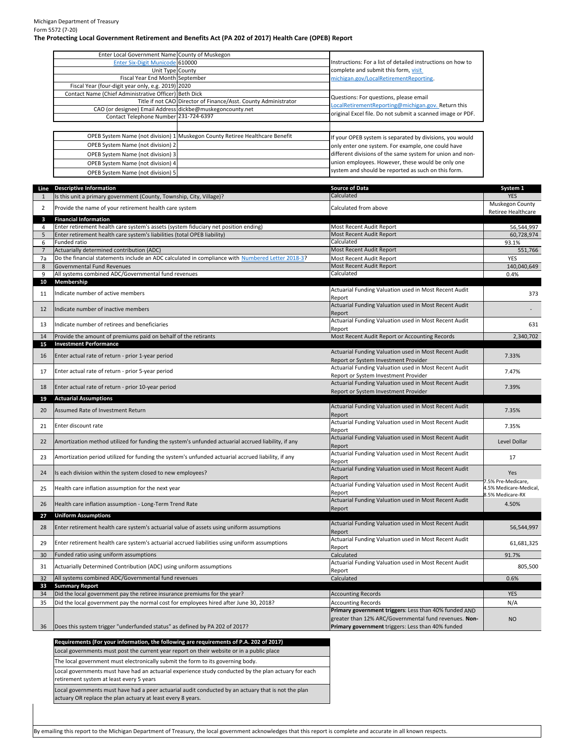Michigan Department of Treasury
Form 5572 (7-20)

**The Protecting Local Government Retirement and Benefits Act (PA 202 of 2017) Health Care (OPEB) Report**

| | |
|---|---|
| Enter Local Government Name | County of Muskegon |
| Enter Six-Digit Municode | 610000 |
| Unit Type | County |
| Fiscal Year End Month | September |
| Fiscal Year (four-digit year only, e.g. 2019) | 2020 |
| Contact Name (Chief Administrative Officer) | Beth Dick |
| Title if not CAO | Director of Finance/Asst. County Administrator |
| CAO (or designee) Email Address | dickbe@muskegoncounty.net |
| Contact Telephone Number | 231-724-6397 |

Instructions: For a list of detailed instructions on how to complete and submit this form, visit michigan.gov/LocalRetirementReporting.

Questions: For questions, please email LocalRetirementReporting@michigan.gov. Return this original Excel file. Do not submit a scanned image or PDF.

| | |
|---|---|
| OPEB System Name (not division) 1 | Muskegon County Retiree Healthcare Benefit |
| OPEB System Name (not division) 2 | |
| OPEB System Name (not division) 3 | |
| OPEB System Name (not division) 4 | |
| OPEB System Name (not division) 5 | |

If your OPEB system is separated by divisions, you would only enter one system. For example, one could have different divisions of the same system for union and non-union employees. However, these would be only one system and should be reported as such on this form.

| Line | Descriptive Information | Source of Data | System 1 |
|---|---|---|---|
| 1 | Is this unit a primary government (County, Township, City, Village)? | Calculated | YES |
| 2 | Provide the name of your retirement health care system | Calculated from above | Muskegon County Retiree Healthcare |
| **3** | **Financial Information** | | |
| 4 | Enter retirement health care system's assets (system fiduciary net position ending) | Most Recent Audit Report | 56,544,997 |
| 5 | Enter retirement health care system's liabilities (total OPEB liability) | Most Recent Audit Report | 60,728,974 |
| 6 | Funded ratio | Calculated | 93.1% |
| 7 | Actuarially determined contribution (ADC) | Most Recent Audit Report | 551,766 |
| 7a | Do the financial statements include an ADC calculated in compliance with Numbered Letter 2018-3? | Most Recent Audit Report | YES |
| 8 | Governmental Fund Revenues | Most Recent Audit Report | 140,040,649 |
| 9 | All systems combined ADC/Governmental fund revenues | Calculated | 0.4% |
| **10** | **Membership** | | |
| 11 | Indicate number of active members | Actuarial Funding Valuation used in Most Recent Audit Report | 373 |
| 12 | Indicate number of inactive members | Actuarial Funding Valuation used in Most Recent Audit Report | - |
| 13 | Indicate number of retirees and beneficiaries | Actuarial Funding Valuation used in Most Recent Audit Report | 631 |
| 14 | Provide the amount of premiums paid on behalf of the retirants | Most Recent Audit Report or Accounting Records | 2,340,702 |
| **15** | **Investment Performance** | | |
| 16 | Enter actual rate of return - prior 1-year period | Actuarial Funding Valuation used in Most Recent Audit Report or System Investment Provider | 7.33% |
| 17 | Enter actual rate of return - prior 5-year period | Actuarial Funding Valuation used in Most Recent Audit Report or System Investment Provider | 7.47% |
| 18 | Enter actual rate of return - prior 10-year period | Actuarial Funding Valuation used in Most Recent Audit Report or System Investment Provider | 7.39% |
| **19** | **Actuarial Assumptions** | | |
| 20 | Assumed Rate of Investment Return | Actuarial Funding Valuation used in Most Recent Audit Report | 7.35% |
| 21 | Enter discount rate | Actuarial Funding Valuation used in Most Recent Audit Report | 7.35% |
| 22 | Amortization method utilized for funding the system's unfunded actuarial accrued liability, if any | Actuarial Funding Valuation used in Most Recent Audit Report | Level Dollar |
| 23 | Amortization period utilized for funding the system's unfunded actuarial accrued liability, if any | Actuarial Funding Valuation used in Most Recent Audit Report | 17 |
| 24 | Is each division within the system closed to new employees? | Actuarial Funding Valuation used in Most Recent Audit Report | Yes |
| 25 | Health care inflation assumption for the next year | Actuarial Funding Valuation used in Most Recent Audit Report | 7.5% Pre-Medicare, 4.5% Medicare-Medical, 8.5% Medicare-RX |
| 26 | Health care inflation assumption - Long-Term Trend Rate | Actuarial Funding Valuation used in Most Recent Audit Report | 4.50% |
| **27** | **Uniform Assumptions** | | |
| 28 | Enter retirement health care system's actuarial value of assets using uniform assumptions | Actuarial Funding Valuation used in Most Recent Audit Report | 56,544,997 |
| 29 | Enter retirement health care system's actuarial accrued liabilities using uniform assumptions | Actuarial Funding Valuation used in Most Recent Audit Report | 61,681,325 |
| 30 | Funded ratio using uniform assumptions | Calculated | 91.7% |
| 31 | Actuarially Determined Contribution (ADC) using uniform assumptions | Actuarial Funding Valuation used in Most Recent Audit Report | 805,500 |
| 32 | All systems combined ADC/Governmental fund revenues | Calculated | 0.6% |
| **33** | **Summary Report** | | |
| 34 | Did the local government pay the retiree insurance premiums for the year? | Accounting Records | YES |
| 35 | Did the local government pay the normal cost for employees hired after June 30, 2018? | Accounting Records | N/A |
| 36 | Does this system trigger "underfunded status" as defined by PA 202 of 2017? | **Primary government triggers**: Less than 40% funded AND greater than 12% ARC/Governmental fund revenues. **Non-Primary government** triggers: Less than 40% funded | NO |

**Requirements (For your information, the following are requirements of P.A. 202 of 2017)**

- Local governments must post the current year report on their website or in a public place
- The local government must electronically submit the form to its governing body.
- Local governments must have had an actuarial experience study conducted by the plan actuary for each retirement system at least every 5 years
- Local governments must have had a peer actuarial audit conducted by an actuary that is not the plan actuary OR replace the plan actuary at least every 8 years.

By emailing this report to the Michigan Department of Treasury, the local government acknowledges that this report is complete and accurate in all known respects.